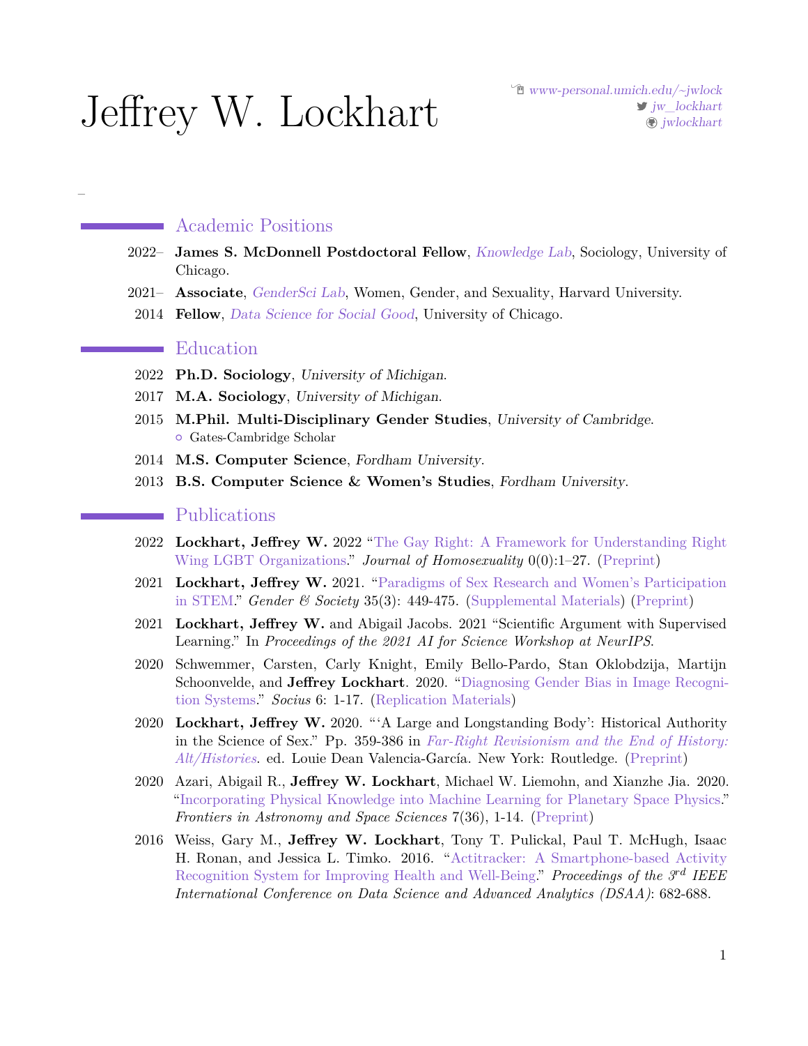# Jeffrey W. Lockhart

www-personal.umich.edu/~jwlock
jw_lockhart
jwlockhart

## Academic Positions

2022– **James S. McDonnell Postdoctoral Fellow**, *Knowledge Lab*, Sociology, University of Chicago.

2021– **Associate**, *GenderSci Lab*, Women, Gender, and Sexuality, Harvard University.

2014 **Fellow**, *Data Science for Social Good*, University of Chicago.

## Education

2022 **Ph.D. Sociology**, *University of Michigan*.

2017 **M.A. Sociology**, *University of Michigan*.

2015 **M.Phil. Multi-Disciplinary Gender Studies**, *University of Cambridge*.
- Gates-Cambridge Scholar

2014 **M.S. Computer Science**, *Fordham University*.

2013 **B.S. Computer Science & Women's Studies**, *Fordham University*.

## Publications

2022 **Lockhart, Jeffrey W.** 2022 "The Gay Right: A Framework for Understanding Right Wing LGBT Organizations." *Journal of Homosexuality* 0(0):1–27. (Preprint)

2021 **Lockhart, Jeffrey W.** 2021. "Paradigms of Sex Research and Women's Participation in STEM." *Gender & Society* 35(3): 449-475. (Supplemental Materials) (Preprint)

2021 **Lockhart, Jeffrey W.** and Abigail Jacobs. 2021 "Scientific Argument with Supervised Learning." In *Proceedings of the 2021 AI for Science Workshop at NeurIPS*.

2020 Schwemmer, Carsten, Carly Knight, Emily Bello-Pardo, Stan Oklobdzija, Martijn Schoonvelde, and **Jeffrey Lockhart**. 2020. "Diagnosing Gender Bias in Image Recognition Systems." *Socius* 6: 1-17. (Replication Materials)

2020 **Lockhart, Jeffrey W.** 2020. "'A Large and Longstanding Body': Historical Authority in the Science of Sex." Pp. 359-386 in *Far-Right Revisionism and the End of History: Alt/Histories*. ed. Louie Dean Valencia-García. New York: Routledge. (Preprint)

2020 Azari, Abigail R., **Jeffrey W. Lockhart**, Michael W. Liemohn, and Xianzhe Jia. 2020. "Incorporating Physical Knowledge into Machine Learning for Planetary Space Physics." *Frontiers in Astronomy and Space Sciences* 7(36), 1-14. (Preprint)

2016 Weiss, Gary M., **Jeffrey W. Lockhart**, Tony T. Pulickal, Paul T. McHugh, Isaac H. Ronan, and Jessica L. Timko. 2016. "Actitracker: A Smartphone-based Activity Recognition System for Improving Health and Well-Being." *Proceedings of the 3rd IEEE International Conference on Data Science and Advanced Analytics (DSAA)*: 682-688.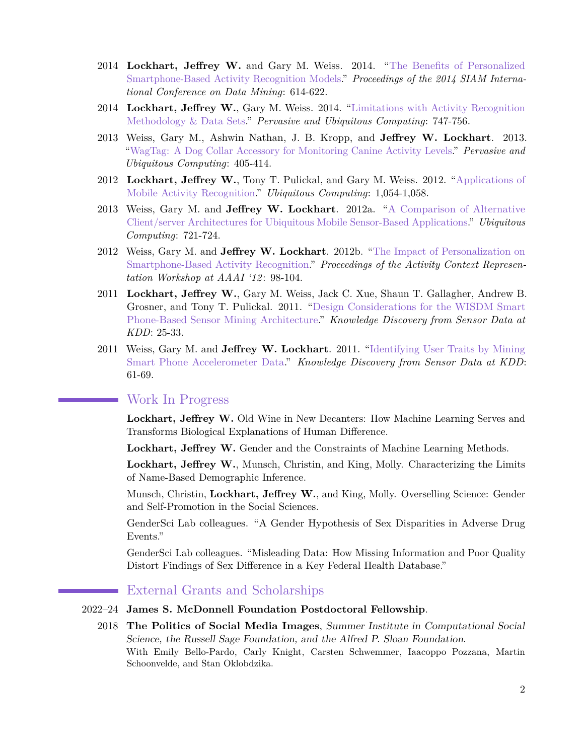2014 **Lockhart, Jeffrey W.** and Gary M. Weiss. 2014. "The Benefits of Personalized Smartphone-Based Activity Recognition Models." *Proceedings of the 2014 SIAM International Conference on Data Mining*: 614-622.

2014 **Lockhart, Jeffrey W.**, Gary M. Weiss. 2014. "Limitations with Activity Recognition Methodology & Data Sets." *Pervasive and Ubiquitous Computing*: 747-756.

2013 Weiss, Gary M., Ashwin Nathan, J. B. Kropp, and **Jeffrey W. Lockhart**. 2013. "WagTag: A Dog Collar Accessory for Monitoring Canine Activity Levels." *Pervasive and Ubiquitous Computing*: 405-414.

2012 **Lockhart, Jeffrey W.**, Tony T. Pulickal, and Gary M. Weiss. 2012. "Applications of Mobile Activity Recognition." *Ubiquitous Computing*: 1,054-1,058.

2013 Weiss, Gary M. and **Jeffrey W. Lockhart**. 2012a. "A Comparison of Alternative Client/server Architectures for Ubiquitous Mobile Sensor-Based Applications." *Ubiquitous Computing*: 721-724.

2012 Weiss, Gary M. and **Jeffrey W. Lockhart**. 2012b. "The Impact of Personalization on Smartphone-Based Activity Recognition." *Proceedings of the Activity Context Representation Workshop at AAAI '12*: 98-104.

2011 **Lockhart, Jeffrey W.**, Gary M. Weiss, Jack C. Xue, Shaun T. Gallagher, Andrew B. Grosner, and Tony T. Pulickal. 2011. "Design Considerations for the WISDM Smart Phone-Based Sensor Mining Architecture." *Knowledge Discovery from Sensor Data at KDD*: 25-33.

2011 Weiss, Gary M. and **Jeffrey W. Lockhart**. 2011. "Identifying User Traits by Mining Smart Phone Accelerometer Data." *Knowledge Discovery from Sensor Data at KDD*: 61-69.

## Work In Progress

**Lockhart, Jeffrey W.** Old Wine in New Decanters: How Machine Learning Serves and Transforms Biological Explanations of Human Difference.

**Lockhart, Jeffrey W.** Gender and the Constraints of Machine Learning Methods.

**Lockhart, Jeffrey W.**, Munsch, Christin, and King, Molly. Characterizing the Limits of Name-Based Demographic Inference.

Munsch, Christin, **Lockhart, Jeffrey W.**, and King, Molly. Overselling Science: Gender and Self-Promotion in the Social Sciences.

GenderSci Lab colleagues. "A Gender Hypothesis of Sex Disparities in Adverse Drug Events."

GenderSci Lab colleagues. "Misleading Data: How Missing Information and Poor Quality Distort Findings of Sex Difference in a Key Federal Health Database."

## External Grants and Scholarships

2022–24 **James S. McDonnell Foundation Postdoctoral Fellowship**.

2018 **The Politics of Social Media Images**, *Summer Institute in Computational Social Science, the Russell Sage Foundation, and the Alfred P. Sloan Foundation*.
With Emily Bello-Pardo, Carly Knight, Carsten Schwemmer, Iacoppo Pozzana, Martin Schoonvelde, and Stan Oklobdzika.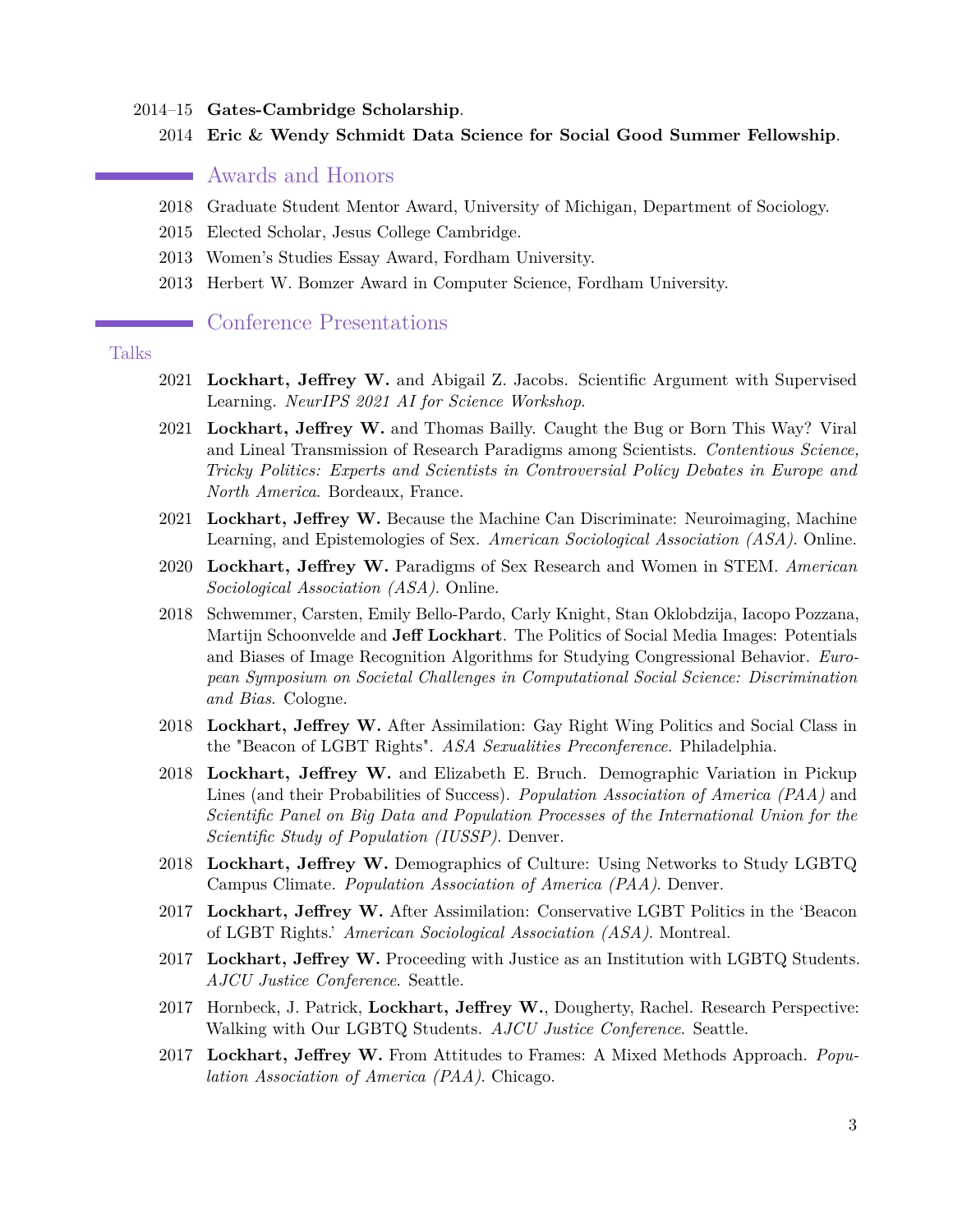2014–15 **Gates-Cambridge Scholarship**.

2014 **Eric & Wendy Schmidt Data Science for Social Good Summer Fellowship**.

## Awards and Honors

2018 Graduate Student Mentor Award, University of Michigan, Department of Sociology.

2015 Elected Scholar, Jesus College Cambridge.

2013 Women's Studies Essay Award, Fordham University.

2013 Herbert W. Bomzer Award in Computer Science, Fordham University.

## Conference Presentations

### Talks

2021 **Lockhart, Jeffrey W.** and Abigail Z. Jacobs. Scientific Argument with Supervised Learning. *NeurIPS 2021 AI for Science Workshop*.

2021 **Lockhart, Jeffrey W.** and Thomas Bailly. Caught the Bug or Born This Way? Viral and Lineal Transmission of Research Paradigms among Scientists. *Contentious Science, Tricky Politics: Experts and Scientists in Controversial Policy Debates in Europe and North America*. Bordeaux, France.

2021 **Lockhart, Jeffrey W.** Because the Machine Can Discriminate: Neuroimaging, Machine Learning, and Epistemologies of Sex. *American Sociological Association (ASA)*. Online.

2020 **Lockhart, Jeffrey W.** Paradigms of Sex Research and Women in STEM. *American Sociological Association (ASA)*. Online.

2018 Schwemmer, Carsten, Emily Bello-Pardo, Carly Knight, Stan Oklobdzija, Iacopo Pozzana, Martijn Schoonvelde and **Jeff Lockhart**. The Politics of Social Media Images: Potentials and Biases of Image Recognition Algorithms for Studying Congressional Behavior. *European Symposium on Societal Challenges in Computational Social Science: Discrimination and Bias*. Cologne.

2018 **Lockhart, Jeffrey W.** After Assimilation: Gay Right Wing Politics and Social Class in the "Beacon of LGBT Rights". *ASA Sexualities Preconference*. Philadelphia.

2018 **Lockhart, Jeffrey W.** and Elizabeth E. Bruch. Demographic Variation in Pickup Lines (and their Probabilities of Success). *Population Association of America (PAA)* and *Scientific Panel on Big Data and Population Processes of the International Union for the Scientific Study of Population (IUSSP)*. Denver.

2018 **Lockhart, Jeffrey W.** Demographics of Culture: Using Networks to Study LGBTQ Campus Climate. *Population Association of America (PAA)*. Denver.

2017 **Lockhart, Jeffrey W.** After Assimilation: Conservative LGBT Politics in the 'Beacon of LGBT Rights.' *American Sociological Association (ASA)*. Montreal.

2017 **Lockhart, Jeffrey W.** Proceeding with Justice as an Institution with LGBTQ Students. *AJCU Justice Conference*. Seattle.

2017 Hornbeck, J. Patrick, **Lockhart, Jeffrey W.**, Dougherty, Rachel. Research Perspective: Walking with Our LGBTQ Students. *AJCU Justice Conference*. Seattle.

2017 **Lockhart, Jeffrey W.** From Attitudes to Frames: A Mixed Methods Approach. *Population Association of America (PAA)*. Chicago.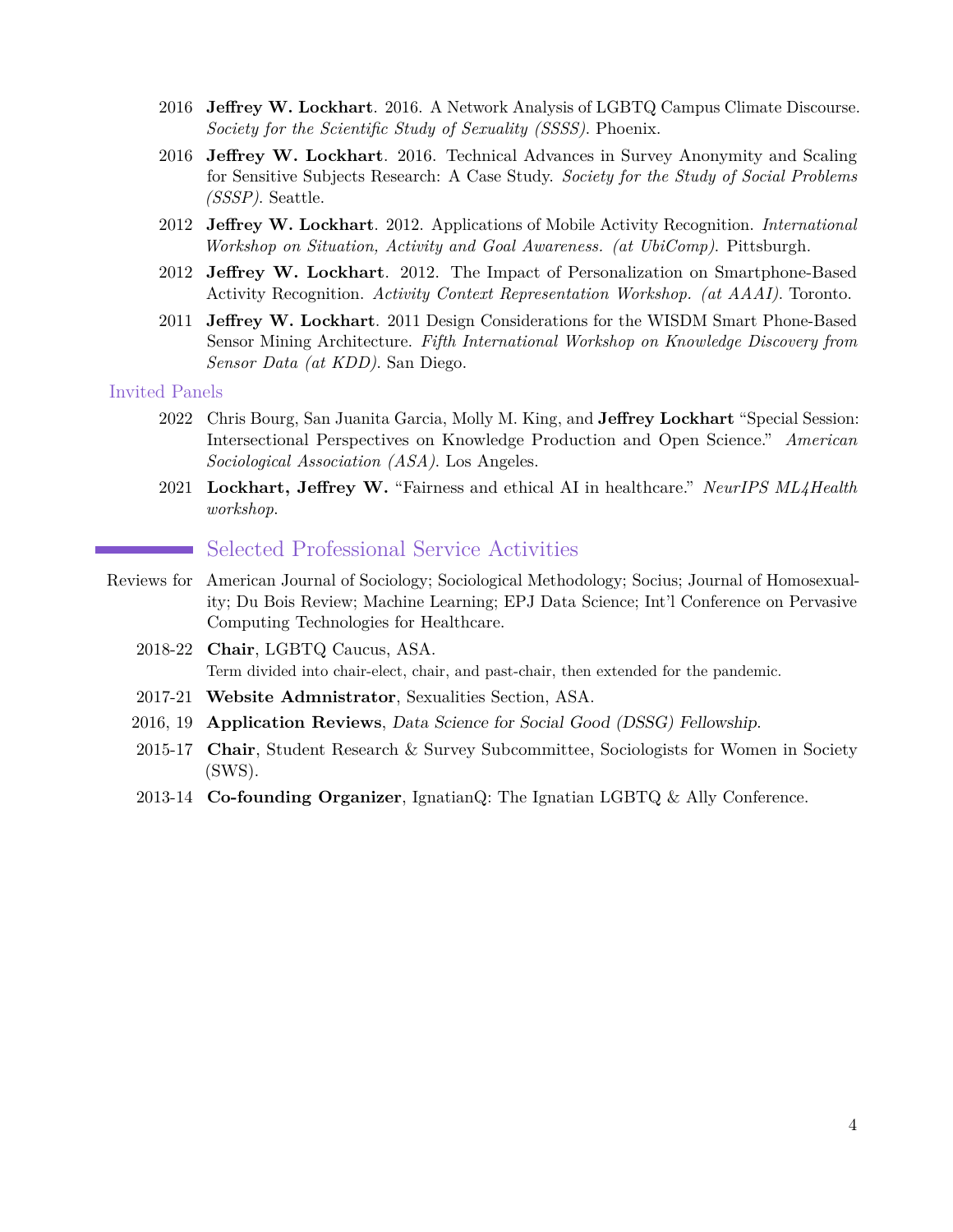- 2016 **Jeffrey W. Lockhart**. 2016. A Network Analysis of LGBTQ Campus Climate Discourse. *Society for the Scientific Study of Sexuality (SSSS)*. Phoenix.
- 2016 **Jeffrey W. Lockhart**. 2016. Technical Advances in Survey Anonymity and Scaling for Sensitive Subjects Research: A Case Study. *Society for the Study of Social Problems (SSSP)*. Seattle.
- 2012 **Jeffrey W. Lockhart**. 2012. Applications of Mobile Activity Recognition. *International Workshop on Situation, Activity and Goal Awareness. (at UbiComp)*. Pittsburgh.
- 2012 **Jeffrey W. Lockhart**. 2012. The Impact of Personalization on Smartphone-Based Activity Recognition. *Activity Context Representation Workshop. (at AAAI)*. Toronto.
- 2011 **Jeffrey W. Lockhart**. 2011 Design Considerations for the WISDM Smart Phone-Based Sensor Mining Architecture. *Fifth International Workshop on Knowledge Discovery from Sensor Data (at KDD)*. San Diego.

### Invited Panels

- 2022 Chris Bourg, San Juanita Garcia, Molly M. King, and **Jeffrey Lockhart** "Special Session: Intersectional Perspectives on Knowledge Production and Open Science." *American Sociological Association (ASA)*. Los Angeles.
- 2021 **Lockhart, Jeffrey W.** "Fairness and ethical AI in healthcare." *NeurIPS ML4Health workshop*.

## Selected Professional Service Activities

- Reviews for American Journal of Sociology; Sociological Methodology; Socius; Journal of Homosexuality; Du Bois Review; Machine Learning; EPJ Data Science; Int'l Conference on Pervasive Computing Technologies for Healthcare.
- 2018-22 **Chair**, LGBTQ Caucus, ASA.
  Term divided into chair-elect, chair, and past-chair, then extended for the pandemic.
- 2017-21 **Website Admnistrator**, Sexualities Section, ASA.
- 2016, 19 **Application Reviews**, *Data Science for Social Good (DSSG) Fellowship*.
- 2015-17 **Chair**, Student Research & Survey Subcommittee, Sociologists for Women in Society (SWS).
- 2013-14 **Co-founding Organizer**, IgnatianQ: The Ignatian LGBTQ & Ally Conference.